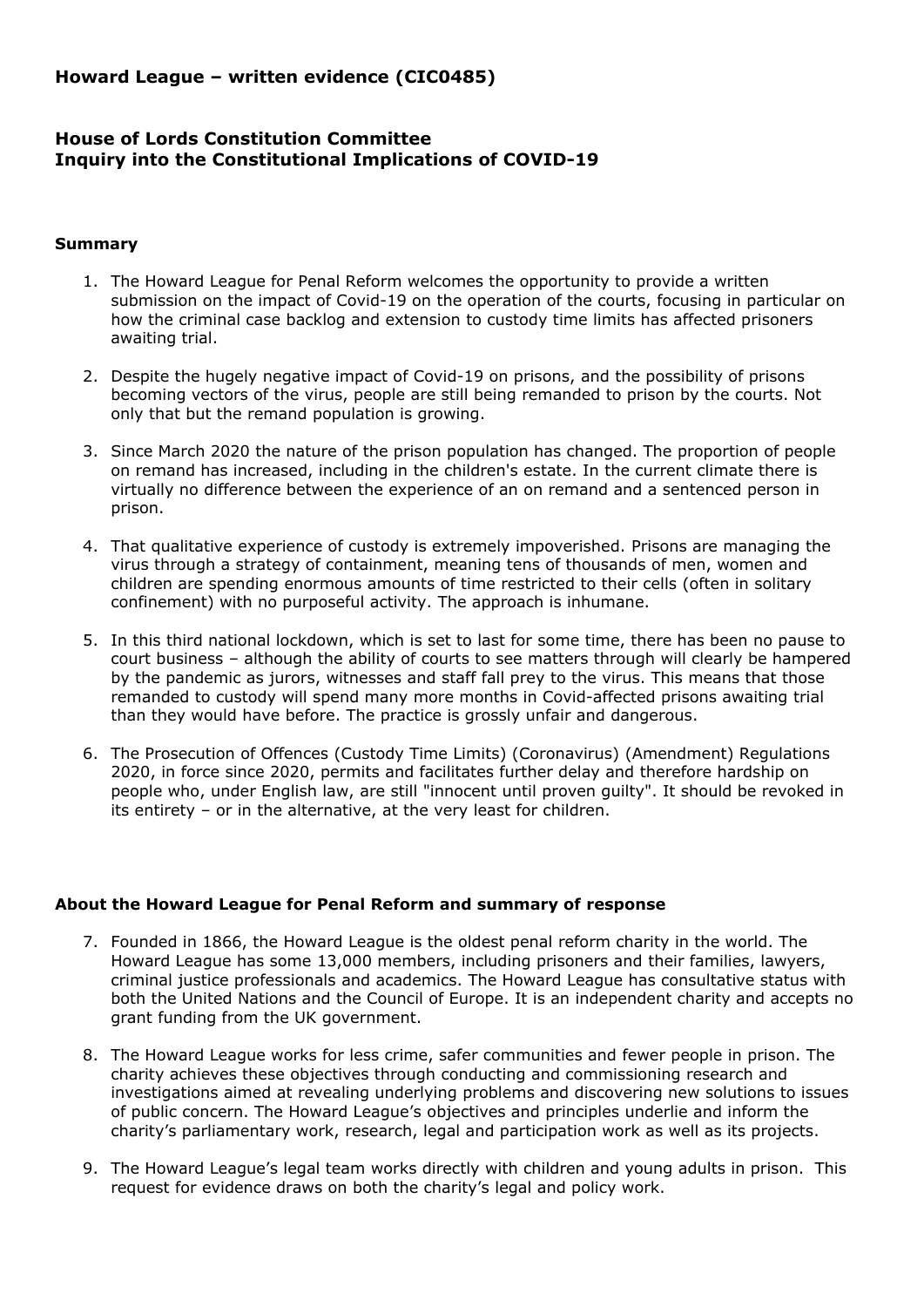**Howard League – written evidence (CIC0485)**

**House of Lords Constitution Committee**
**Inquiry into the Constitutional Implications of COVID-19**

**Summary**

1. The Howard League for Penal Reform welcomes the opportunity to provide a written submission on the impact of Covid-19 on the operation of the courts, focusing in particular on how the criminal case backlog and extension to custody time limits has affected prisoners awaiting trial.

2. Despite the hugely negative impact of Covid-19 on prisons, and the possibility of prisons becoming vectors of the virus, people are still being remanded to prison by the courts. Not only that but the remand population is growing.

3. Since March 2020 the nature of the prison population has changed. The proportion of people on remand has increased, including in the children's estate. In the current climate there is virtually no difference between the experience of an on remand and a sentenced person in prison.

4. That qualitative experience of custody is extremely impoverished. Prisons are managing the virus through a strategy of containment, meaning tens of thousands of men, women and children are spending enormous amounts of time restricted to their cells (often in solitary confinement) with no purposeful activity. The approach is inhumane.

5. In this third national lockdown, which is set to last for some time, there has been no pause to court business – although the ability of courts to see matters through will clearly be hampered by the pandemic as jurors, witnesses and staff fall prey to the virus. This means that those remanded to custody will spend many more months in Covid-affected prisons awaiting trial than they would have before. The practice is grossly unfair and dangerous.

6. The Prosecution of Offences (Custody Time Limits) (Coronavirus) (Amendment) Regulations 2020, in force since 2020, permits and facilitates further delay and therefore hardship on people who, under English law, are still "innocent until proven guilty". It should be revoked in its entirety – or in the alternative, at the very least for children.

**About the Howard League for Penal Reform and summary of response**

7. Founded in 1866, the Howard League is the oldest penal reform charity in the world. The Howard League has some 13,000 members, including prisoners and their families, lawyers, criminal justice professionals and academics. The Howard League has consultative status with both the United Nations and the Council of Europe. It is an independent charity and accepts no grant funding from the UK government.

8. The Howard League works for less crime, safer communities and fewer people in prison. The charity achieves these objectives through conducting and commissioning research and investigations aimed at revealing underlying problems and discovering new solutions to issues of public concern. The Howard League's objectives and principles underlie and inform the charity's parliamentary work, research, legal and participation work as well as its projects.

9. The Howard League's legal team works directly with children and young adults in prison. This request for evidence draws on both the charity's legal and policy work.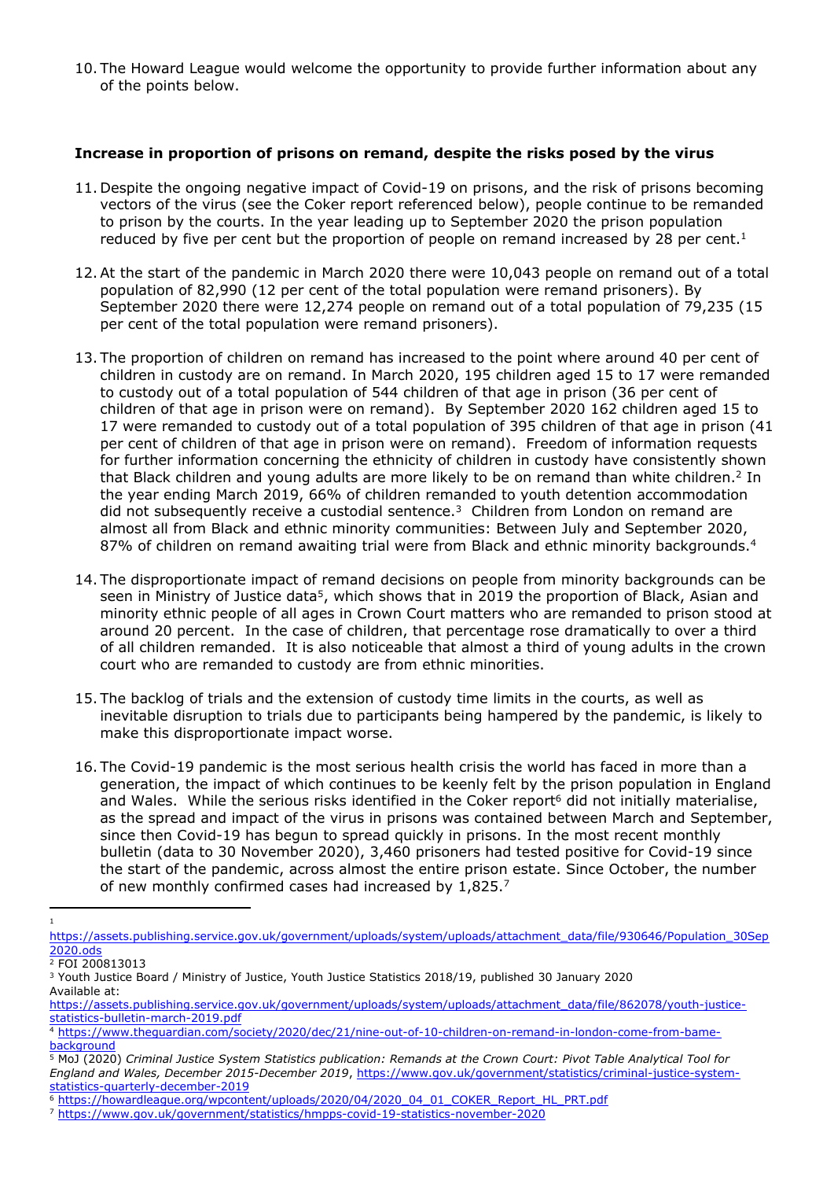10. The Howard League would welcome the opportunity to provide further information about any of the points below.

**Increase in proportion of prisons on remand, despite the risks posed by the virus**

11. Despite the ongoing negative impact of Covid-19 on prisons, and the risk of prisons becoming vectors of the virus (see the Coker report referenced below), people continue to be remanded to prison by the courts. In the year leading up to September 2020 the prison population reduced by five per cent but the proportion of people on remand increased by 28 per cent.[1]

12. At the start of the pandemic in March 2020 there were 10,043 people on remand out of a total population of 82,990 (12 per cent of the total population were remand prisoners). By September 2020 there were 12,274 people on remand out of a total population of 79,235 (15 per cent of the total population were remand prisoners).

13. The proportion of children on remand has increased to the point where around 40 per cent of children in custody are on remand. In March 2020, 195 children aged 15 to 17 were remanded to custody out of a total population of 544 children of that age in prison (36 per cent of children of that age in prison were on remand). By September 2020 162 children aged 15 to 17 were remanded to custody out of a total population of 395 children of that age in prison (41 per cent of children of that age in prison were on remand). Freedom of information requests for further information concerning the ethnicity of children in custody have consistently shown that Black children and young adults are more likely to be on remand than white children.[2] In the year ending March 2019, 66% of children remanded to youth detention accommodation did not subsequently receive a custodial sentence.[3] Children from London on remand are almost all from Black and ethnic minority communities: Between July and September 2020, 87% of children on remand awaiting trial were from Black and ethnic minority backgrounds.[4]

14. The disproportionate impact of remand decisions on people from minority backgrounds can be seen in Ministry of Justice data[5], which shows that in 2019 the proportion of Black, Asian and minority ethnic people of all ages in Crown Court matters who are remanded to prison stood at around 20 percent. In the case of children, that percentage rose dramatically to over a third of all children remanded. It is also noticeable that almost a third of young adults in the crown court who are remanded to custody are from ethnic minorities.

15. The backlog of trials and the extension of custody time limits in the courts, as well as inevitable disruption to trials due to participants being hampered by the pandemic, is likely to make this disproportionate impact worse.

16. The Covid-19 pandemic is the most serious health crisis the world has faced in more than a generation, the impact of which continues to be keenly felt by the prison population in England and Wales. While the serious risks identified in the Coker report[6] did not initially materialise, as the spread and impact of the virus in prisons was contained between March and September, since then Covid-19 has begun to spread quickly in prisons. In the most recent monthly bulletin (data to 30 November 2020), 3,460 prisoners had tested positive for Covid-19 since the start of the pandemic, across almost the entire prison estate. Since October, the number of new monthly confirmed cases had increased by 1,825.[7]

---

[1] https://assets.publishing.service.gov.uk/government/uploads/system/uploads/attachment_data/file/930646/Population_30Sep2020.ods

[2] FOI 200813013

[3] Youth Justice Board / Ministry of Justice, Youth Justice Statistics 2018/19, published 30 January 2020 Available at: https://assets.publishing.service.gov.uk/government/uploads/system/uploads/attachment_data/file/862078/youth-justice-statistics-bulletin-march-2019.pdf

[4] https://www.theguardian.com/society/2020/dec/21/nine-out-of-10-children-on-remand-in-london-come-from-bame-background

[5] MoJ (2020) *Criminal Justice System Statistics publication: Remands at the Crown Court: Pivot Table Analytical Tool for England and Wales, December 2015-December 2019*, https://www.gov.uk/government/statistics/criminal-justice-system-statistics-quarterly-december-2019

[6] https://howardleague.org/wpcontent/uploads/2020/04/2020_04_01_COKER_Report_HL_PRT.pdf

[7] https://www.gov.uk/government/statistics/hmpps-covid-19-statistics-november-2020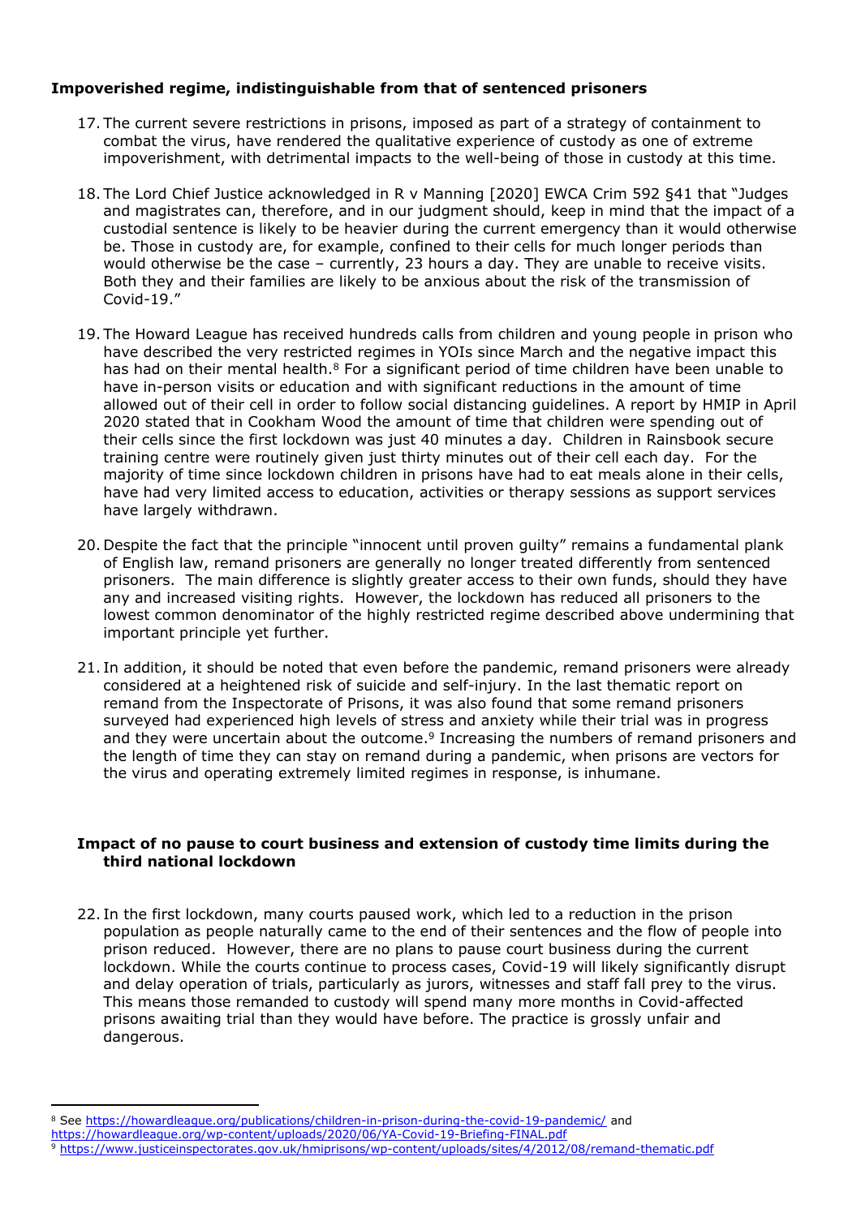**Impoverished regime, indistinguishable from that of sentenced prisoners**

17. The current severe restrictions in prisons, imposed as part of a strategy of containment to combat the virus, have rendered the qualitative experience of custody as one of extreme impoverishment, with detrimental impacts to the well-being of those in custody at this time.

18. The Lord Chief Justice acknowledged in R v Manning [2020] EWCA Crim 592 §41 that "Judges and magistrates can, therefore, and in our judgment should, keep in mind that the impact of a custodial sentence is likely to be heavier during the current emergency than it would otherwise be. Those in custody are, for example, confined to their cells for much longer periods than would otherwise be the case – currently, 23 hours a day. They are unable to receive visits. Both they and their families are likely to be anxious about the risk of the transmission of Covid-19."

19. The Howard League has received hundreds calls from children and young people in prison who have described the very restricted regimes in YOIs since March and the negative impact this has had on their mental health.[8] For a significant period of time children have been unable to have in-person visits or education and with significant reductions in the amount of time allowed out of their cell in order to follow social distancing guidelines. A report by HMIP in April 2020 stated that in Cookham Wood the amount of time that children were spending out of their cells since the first lockdown was just 40 minutes a day. Children in Rainsbook secure training centre were routinely given just thirty minutes out of their cell each day. For the majority of time since lockdown children in prisons have had to eat meals alone in their cells, have had very limited access to education, activities or therapy sessions as support services have largely withdrawn.

20. Despite the fact that the principle "innocent until proven guilty" remains a fundamental plank of English law, remand prisoners are generally no longer treated differently from sentenced prisoners. The main difference is slightly greater access to their own funds, should they have any and increased visiting rights. However, the lockdown has reduced all prisoners to the lowest common denominator of the highly restricted regime described above undermining that important principle yet further.

21. In addition, it should be noted that even before the pandemic, remand prisoners were already considered at a heightened risk of suicide and self-injury. In the last thematic report on remand from the Inspectorate of Prisons, it was also found that some remand prisoners surveyed had experienced high levels of stress and anxiety while their trial was in progress and they were uncertain about the outcome.[9] Increasing the numbers of remand prisoners and the length of time they can stay on remand during a pandemic, when prisons are vectors for the virus and operating extremely limited regimes in response, is inhumane.

**Impact of no pause to court business and extension of custody time limits during the third national lockdown**

22. In the first lockdown, many courts paused work, which led to a reduction in the prison population as people naturally came to the end of their sentences and the flow of people into prison reduced. However, there are no plans to pause court business during the current lockdown. While the courts continue to process cases, Covid-19 will likely significantly disrupt and delay operation of trials, particularly as jurors, witnesses and staff fall prey to the virus. This means those remanded to custody will spend many more months in Covid-affected prisons awaiting trial than they would have before. The practice is grossly unfair and dangerous.

---

[8] See https://howardleague.org/publications/children-in-prison-during-the-covid-19-pandemic/ and https://howardleague.org/wp-content/uploads/2020/06/YA-Covid-19-Briefing-FINAL.pdf

[9] https://www.justiceinspectorates.gov.uk/hmiprisons/wp-content/uploads/sites/4/2012/08/remand-thematic.pdf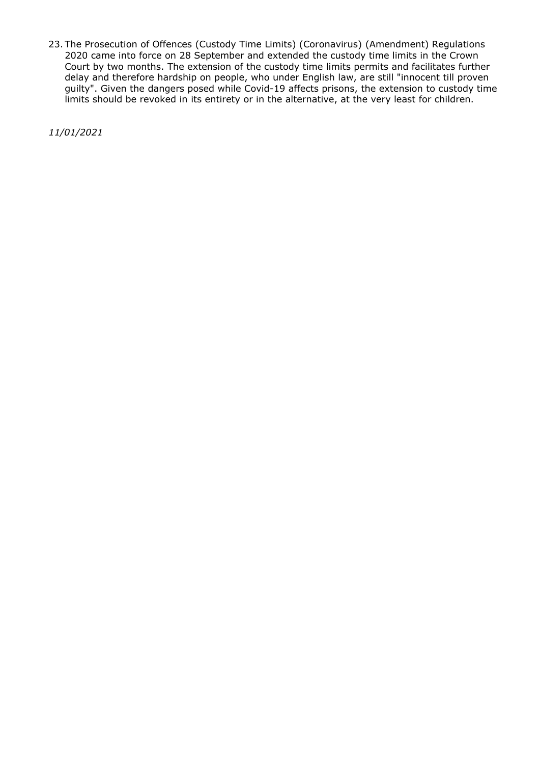23. The Prosecution of Offences (Custody Time Limits) (Coronavirus) (Amendment) Regulations 2020 came into force on 28 September and extended the custody time limits in the Crown Court by two months. The extension of the custody time limits permits and facilitates further delay and therefore hardship on people, who under English law, are still "innocent till proven guilty". Given the dangers posed while Covid-19 affects prisons, the extension to custody time limits should be revoked in its entirety or in the alternative, at the very least for children.

*11/01/2021*